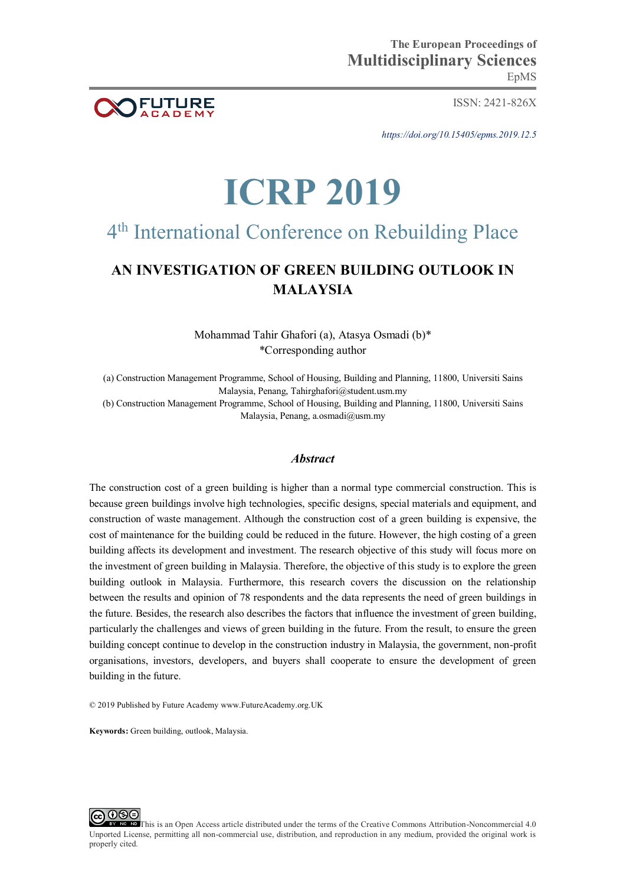The European Proceedings of
**Multidisciplinary Sciences**
EpMS

ISSN: 2421-826X

*https://doi.org/10.15405/epms.2019.12.5*

# ICRP 2019

## 4th International Conference on Rebuilding Place

## AN INVESTIGATION OF GREEN BUILDING OUTLOOK IN MALAYSIA

Mohammad Tahir Ghafori (a), Atasya Osmadi (b)*
*Corresponding author

(a) Construction Management Programme, School of Housing, Building and Planning, 11800, Universiti Sains Malaysia, Penang, Tahirghafori@student.usm.my
(b) Construction Management Programme, School of Housing, Building and Planning, 11800, Universiti Sains Malaysia, Penang, a.osmadi@usm.my

### *Abstract*

The construction cost of a green building is higher than a normal type commercial construction. This is because green buildings involve high technologies, specific designs, special materials and equipment, and construction of waste management. Although the construction cost of a green building is expensive, the cost of maintenance for the building could be reduced in the future. However, the high costing of a green building affects its development and investment. The research objective of this study will focus more on the investment of green building in Malaysia. Therefore, the objective of this study is to explore the green building outlook in Malaysia. Furthermore, this research covers the discussion on the relationship between the results and opinion of 78 respondents and the data represents the need of green buildings in the future. Besides, the research also describes the factors that influence the investment of green building, particularly the challenges and views of green building in the future. From the result, to ensure the green building concept continue to develop in the construction industry in Malaysia, the government, non-profit organisations, investors, developers, and buyers shall cooperate to ensure the development of green building in the future.

© 2019 Published by Future Academy www.FutureAcademy.org.UK

**Keywords:** Green building, outlook, Malaysia.

This is an Open Access article distributed under the terms of the Creative Commons Attribution-Noncommercial 4.0 Unported License, permitting all non-commercial use, distribution, and reproduction in any medium, provided the original work is properly cited.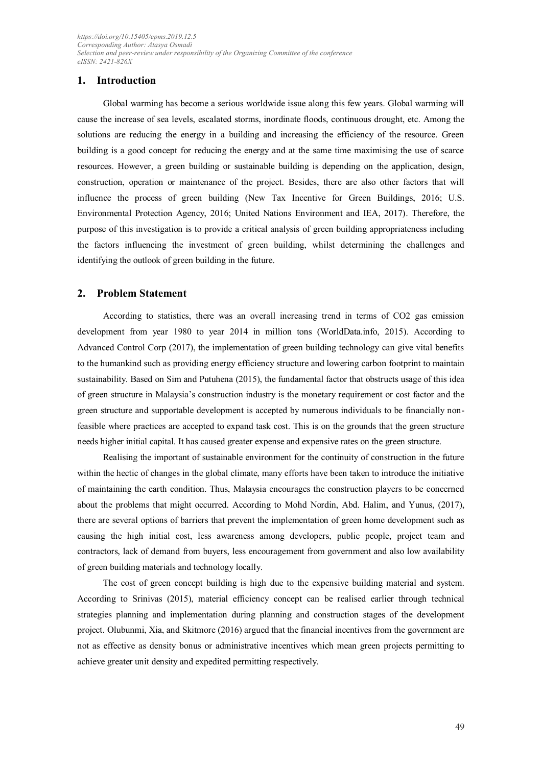## 1. Introduction

Global warming has become a serious worldwide issue along this few years. Global warming will cause the increase of sea levels, escalated storms, inordinate floods, continuous drought, etc. Among the solutions are reducing the energy in a building and increasing the efficiency of the resource. Green building is a good concept for reducing the energy and at the same time maximising the use of scarce resources. However, a green building or sustainable building is depending on the application, design, construction, operation or maintenance of the project. Besides, there are also other factors that will influence the process of green building (New Tax Incentive for Green Buildings, 2016; U.S. Environmental Protection Agency, 2016; United Nations Environment and IEA, 2017). Therefore, the purpose of this investigation is to provide a critical analysis of green building appropriateness including the factors influencing the investment of green building, whilst determining the challenges and identifying the outlook of green building in the future.

## 2. Problem Statement

According to statistics, there was an overall increasing trend in terms of $CO_2$ gas emission development from year 1980 to year 2014 in million tons (WorldData.info, 2015). According to Advanced Control Corp (2017), the implementation of green building technology can give vital benefits to the humankind such as providing energy efficiency structure and lowering carbon footprint to maintain sustainability. Based on Sim and Putuhena (2015), the fundamental factor that obstructs usage of this idea of green structure in Malaysia's construction industry is the monetary requirement or cost factor and the green structure and supportable development is accepted by numerous individuals to be financially non-feasible where practices are accepted to expand task cost. This is on the grounds that the green structure needs higher initial capital. It has caused greater expense and expensive rates on the green structure.

Realising the important of sustainable environment for the continuity of construction in the future within the hectic of changes in the global climate, many efforts have been taken to introduce the initiative of maintaining the earth condition. Thus, Malaysia encourages the construction players to be concerned about the problems that might occurred. According to Mohd Nordin, Abd. Halim, and Yunus, (2017), there are several options of barriers that prevent the implementation of green home development such as causing the high initial cost, less awareness among developers, public people, project team and contractors, lack of demand from buyers, less encouragement from government and also low availability of green building materials and technology locally.

The cost of green concept building is high due to the expensive building material and system. According to Srinivas (2015), material efficiency concept can be realised earlier through technical strategies planning and implementation during planning and construction stages of the development project. Olubunmi, Xia, and Skitmore (2016) argued that the financial incentives from the government are not as effective as density bonus or administrative incentives which mean green projects permitting to achieve greater unit density and expedited permitting respectively.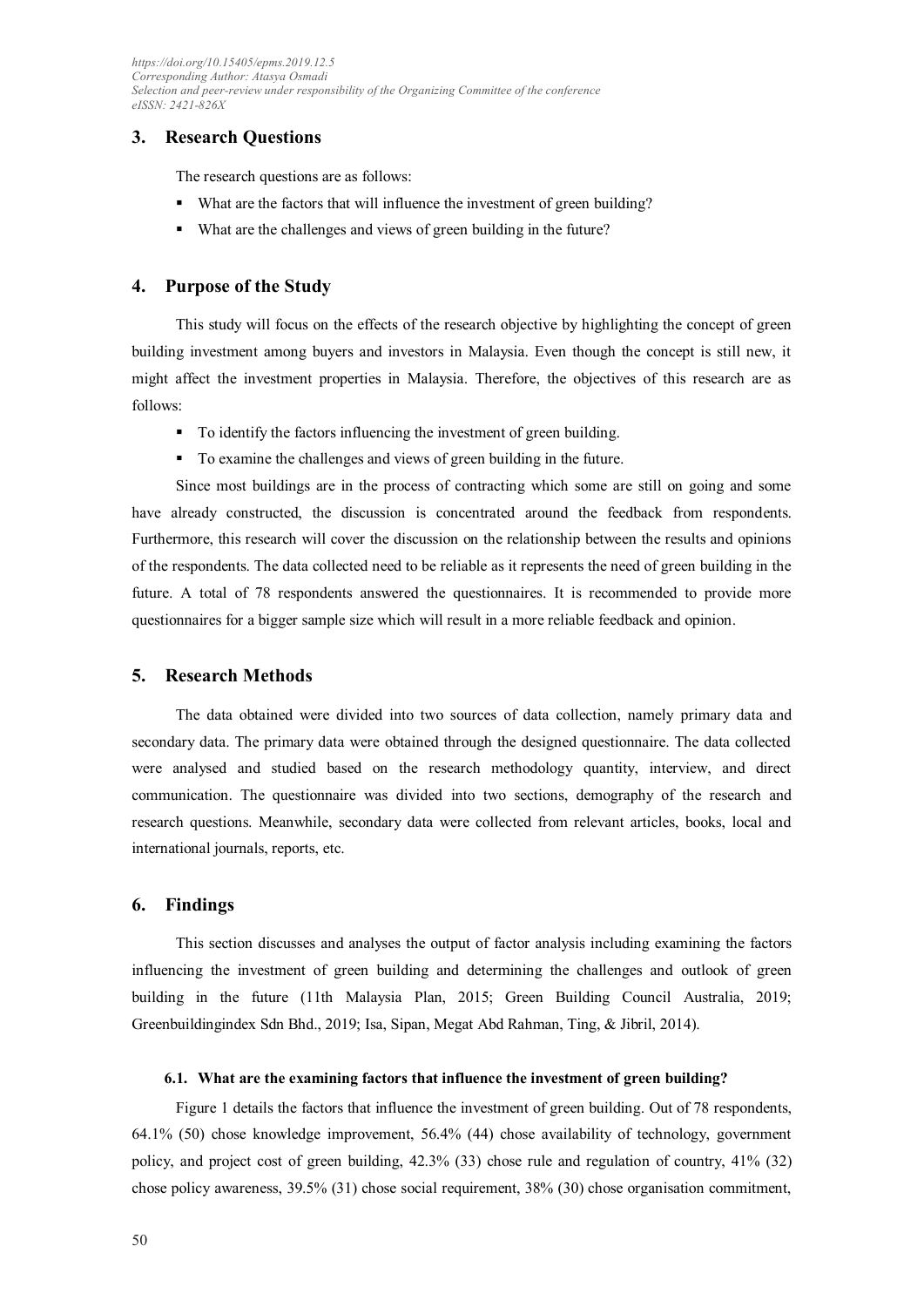## 3. Research Questions

The research questions are as follows:

- What are the factors that will influence the investment of green building?
- What are the challenges and views of green building in the future?

## 4. Purpose of the Study

This study will focus on the effects of the research objective by highlighting the concept of green building investment among buyers and investors in Malaysia. Even though the concept is still new, it might affect the investment properties in Malaysia. Therefore, the objectives of this research are as follows:

- To identify the factors influencing the investment of green building.
- To examine the challenges and views of green building in the future.

Since most buildings are in the process of contracting which some are still on going and some have already constructed, the discussion is concentrated around the feedback from respondents. Furthermore, this research will cover the discussion on the relationship between the results and opinions of the respondents. The data collected need to be reliable as it represents the need of green building in the future. A total of 78 respondents answered the questionnaires. It is recommended to provide more questionnaires for a bigger sample size which will result in a more reliable feedback and opinion.

## 5. Research Methods

The data obtained were divided into two sources of data collection, namely primary data and secondary data. The primary data were obtained through the designed questionnaire. The data collected were analysed and studied based on the research methodology quantity, interview, and direct communication. The questionnaire was divided into two sections, demography of the research and research questions. Meanwhile, secondary data were collected from relevant articles, books, local and international journals, reports, etc.

## 6. Findings

This section discusses and analyses the output of factor analysis including examining the factors influencing the investment of green building and determining the challenges and outlook of green building in the future (11th Malaysia Plan, 2015; Green Building Council Australia, 2019; Greenbuildingindex Sdn Bhd., 2019; Isa, Sipan, Megat Abd Rahman, Ting, & Jibril, 2014).

### 6.1. What are the examining factors that influence the investment of green building?

Figure 1 details the factors that influence the investment of green building. Out of 78 respondents, 64.1% (50) chose knowledge improvement, 56.4% (44) chose availability of technology, government policy, and project cost of green building, 42.3% (33) chose rule and regulation of country, 41% (32) chose policy awareness, 39.5% (31) chose social requirement, 38% (30) chose organisation commitment,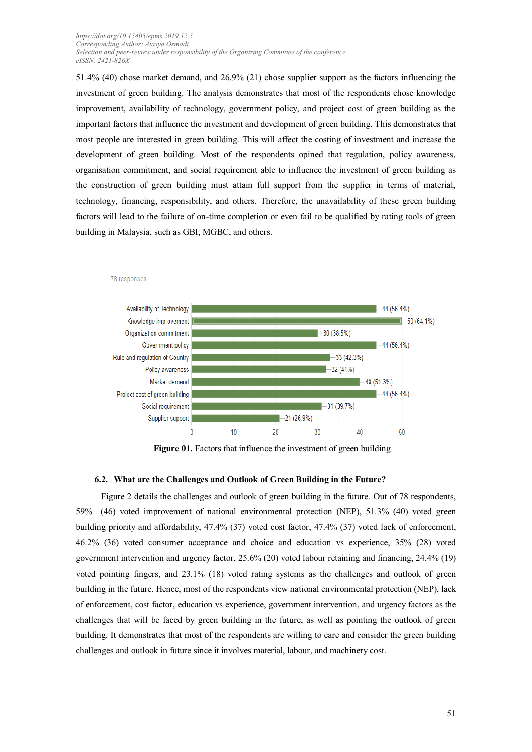51.4% (40) chose market demand, and 26.9% (21) chose supplier support as the factors influencing the investment of green building. The analysis demonstrates that most of the respondents chose knowledge improvement, availability of technology, government policy, and project cost of green building as the important factors that influence the investment and development of green building. This demonstrates that most people are interested in green building. This will affect the costing of investment and increase the development of green building. Most of the respondents opined that regulation, policy awareness, organisation commitment, and social requirement able to influence the investment of green building as the construction of green building must attain full support from the supplier in terms of material, technology, financing, responsibility, and others. Therefore, the unavailability of these green building factors will lead to the failure of on-time completion or even fail to be qualified by rating tools of green building in Malaysia, such as GBI, MGBC, and others.

78 responses

| Factor | Responses |
|---|---|
| Availability of Technology | 44 (56.4%) |
| Knowledge improvement | 50 (64.1%) |
| Organization commitment | 30 (38.5%) |
| Government policy | 44 (56.4%) |
| Rule and regulation of Country | 33 (42.3%) |
| Policy awareness | 32 (41%) |
| Market demand | 40 (51.3%) |
| Project cost of green building | 44 (56.4%) |
| Social requirement | 31 (39.7%) |
| Supplier support | 21 (26.9%) |

**Figure 01.** Factors that influence the investment of green building

### 6.2. What are the Challenges and Outlook of Green Building in the Future?

Figure 2 details the challenges and outlook of green building in the future. Out of 78 respondents, 59% (46) voted improvement of national environmental protection (NEP), 51.3% (40) voted green building priority and affordability, 47.4% (37) voted cost factor, 47.4% (37) voted lack of enforcement, 46.2% (36) voted consumer acceptance and choice and education vs experience, 35% (28) voted government intervention and urgency factor, 25.6% (20) voted labour retaining and financing, 24.4% (19) voted pointing fingers, and 23.1% (18) voted rating systems as the challenges and outlook of green building in the future. Hence, most of the respondents view national environmental protection (NEP), lack of enforcement, cost factor, education vs experience, government intervention, and urgency factors as the challenges that will be faced by green building in the future, as well as pointing the outlook of green building. It demonstrates that most of the respondents are willing to care and consider the green building challenges and outlook in future since it involves material, labour, and machinery cost.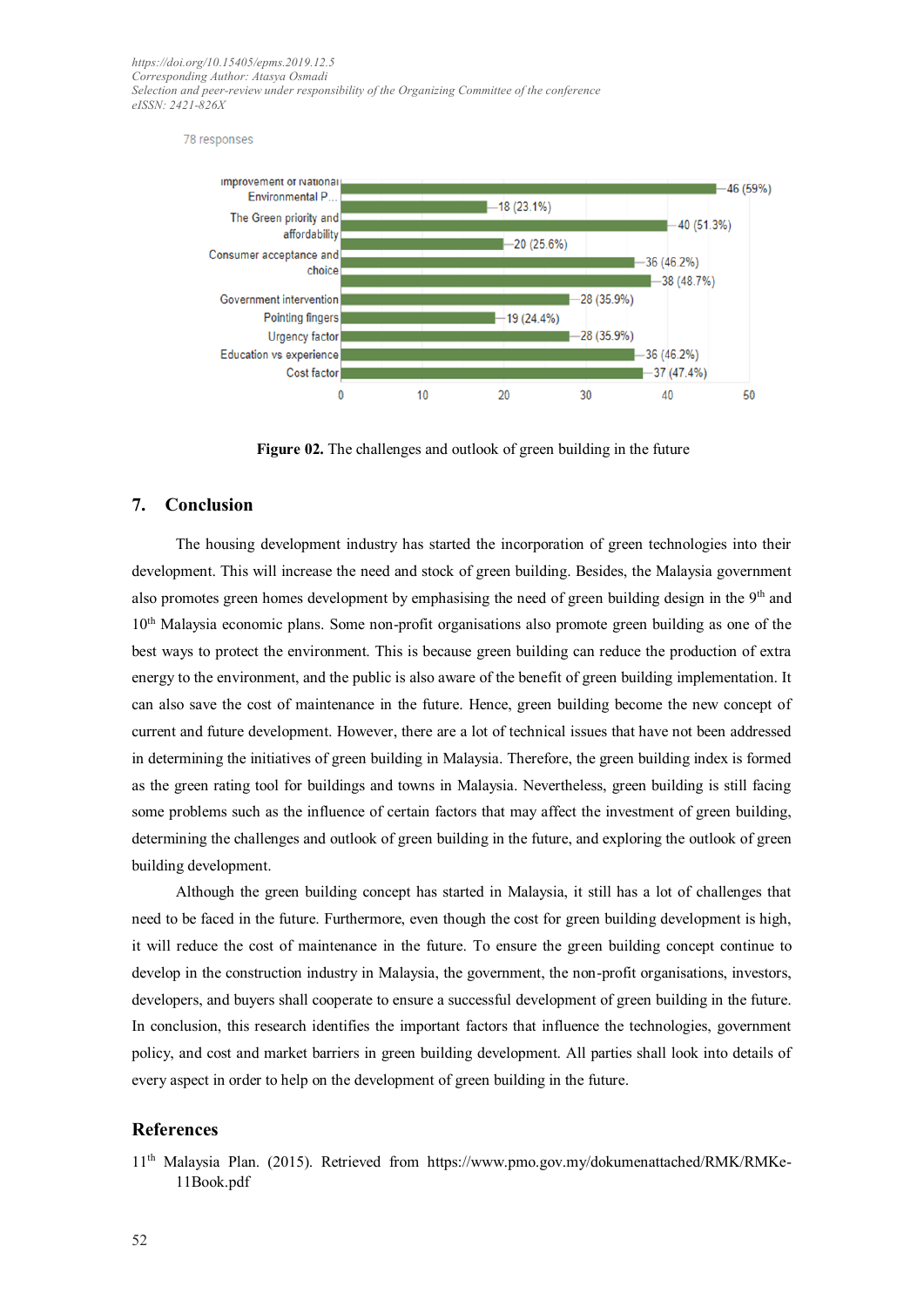**Figure 02.** The challenges and outlook of green building in the future

## 7. Conclusion

The housing development industry has started the incorporation of green technologies into their development. This will increase the need and stock of green building. Besides, the Malaysia government also promotes green homes development by emphasising the need of green building design in the 9th and 10th Malaysia economic plans. Some non-profit organisations also promote green building as one of the best ways to protect the environment. This is because green building can reduce the production of extra energy to the environment, and the public is also aware of the benefit of green building implementation. It can also save the cost of maintenance in the future. Hence, green building become the new concept of current and future development. However, there are a lot of technical issues that have not been addressed in determining the initiatives of green building in Malaysia. Therefore, the green building index is formed as the green rating tool for buildings and towns in Malaysia. Nevertheless, green building is still facing some problems such as the influence of certain factors that may affect the investment of green building, determining the challenges and outlook of green building in the future, and exploring the outlook of green building development.

Although the green building concept has started in Malaysia, it still has a lot of challenges that need to be faced in the future. Furthermore, even though the cost for green building development is high, it will reduce the cost of maintenance in the future. To ensure the green building concept continue to develop in the construction industry in Malaysia, the government, the non-profit organisations, investors, developers, and buyers shall cooperate to ensure a successful development of green building in the future. In conclusion, this research identifies the important factors that influence the technologies, government policy, and cost and market barriers in green building development. All parties shall look into details of every aspect in order to help on the development of green building in the future.

## References

11th Malaysia Plan. (2015). Retrieved from https://www.pmo.gov.my/dokumenattached/RMK/RMKe-11Book.pdf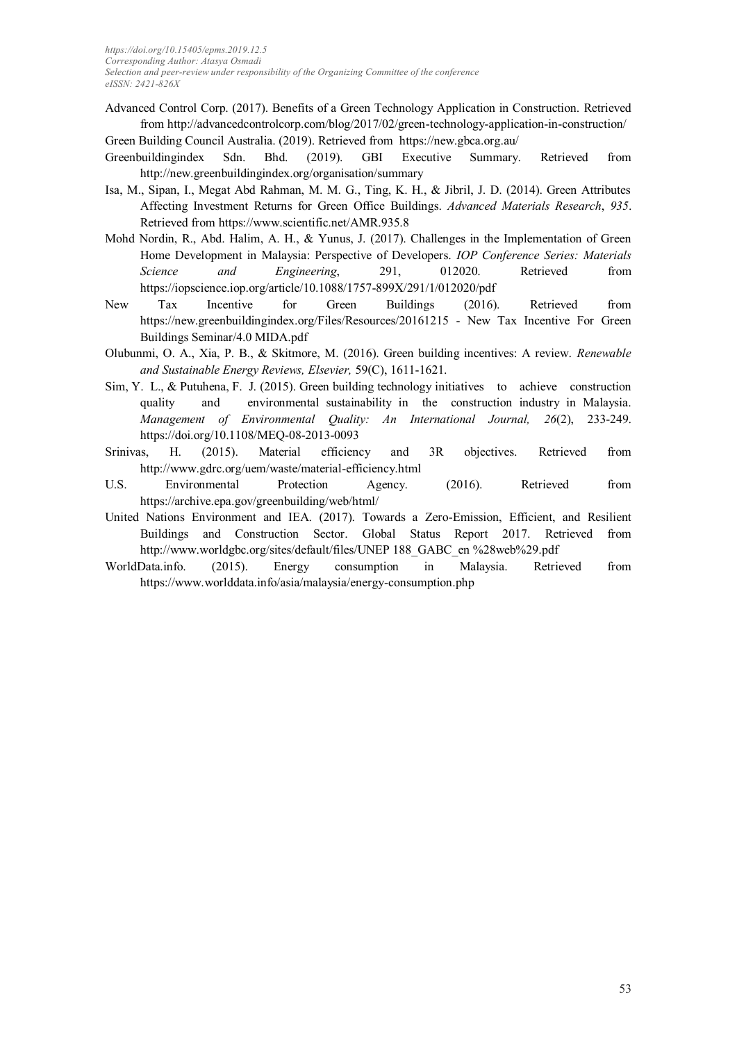Advanced Control Corp. (2017). Benefits of a Green Technology Application in Construction. Retrieved from http://advancedcontrolcorp.com/blog/2017/02/green-technology-application-in-construction/

Green Building Council Australia. (2019). Retrieved from https://new.gbca.org.au/

Greenbuildingindex Sdn. Bhd. (2019). GBI Executive Summary. Retrieved from http://new.greenbuildingindex.org/organisation/summary

Isa, M., Sipan, I., Megat Abd Rahman, M. M. G., Ting, K. H., & Jibril, J. D. (2014). Green Attributes Affecting Investment Returns for Green Office Buildings. *Advanced Materials Research*, *935*. Retrieved from https://www.scientific.net/AMR.935.8

Mohd Nordin, R., Abd. Halim, A. H., & Yunus, J. (2017). Challenges in the Implementation of Green Home Development in Malaysia: Perspective of Developers. *IOP Conference Series: Materials Science and Engineering*, 291, 012020. Retrieved from https://iopscience.iop.org/article/10.1088/1757-899X/291/1/012020/pdf

New Tax Incentive for Green Buildings (2016). Retrieved from https://new.greenbuildingindex.org/Files/Resources/20161215 - New Tax Incentive For Green Buildings Seminar/4.0 MIDA.pdf

Olubunmi, O. A., Xia, P. B., & Skitmore, M. (2016). Green building incentives: A review. *Renewable and Sustainable Energy Reviews, Elsevier,* 59(C), 1611-1621.

Sim, Y. L., & Putuhena, F. J. (2015). Green building technology initiatives to achieve construction quality and environmental sustainability in the construction industry in Malaysia. *Management of Environmental Quality: An International Journal, 26*(2), 233-249. https://doi.org/10.1108/MEQ-08-2013-0093

Srinivas, H. (2015). Material efficiency and 3R objectives. Retrieved from http://www.gdrc.org/uem/waste/material-efficiency.html

U.S. Environmental Protection Agency. (2016). Retrieved from https://archive.epa.gov/greenbuilding/web/html/

United Nations Environment and IEA. (2017). Towards a Zero-Emission, Efficient, and Resilient Buildings and Construction Sector. Global Status Report 2017. Retrieved from http://www.worldgbc.org/sites/default/files/UNEP 188_GABC_en %28web%29.pdf

WorldData.info. (2015). Energy consumption in Malaysia. Retrieved from https://www.worlddata.info/asia/malaysia/energy-consumption.php